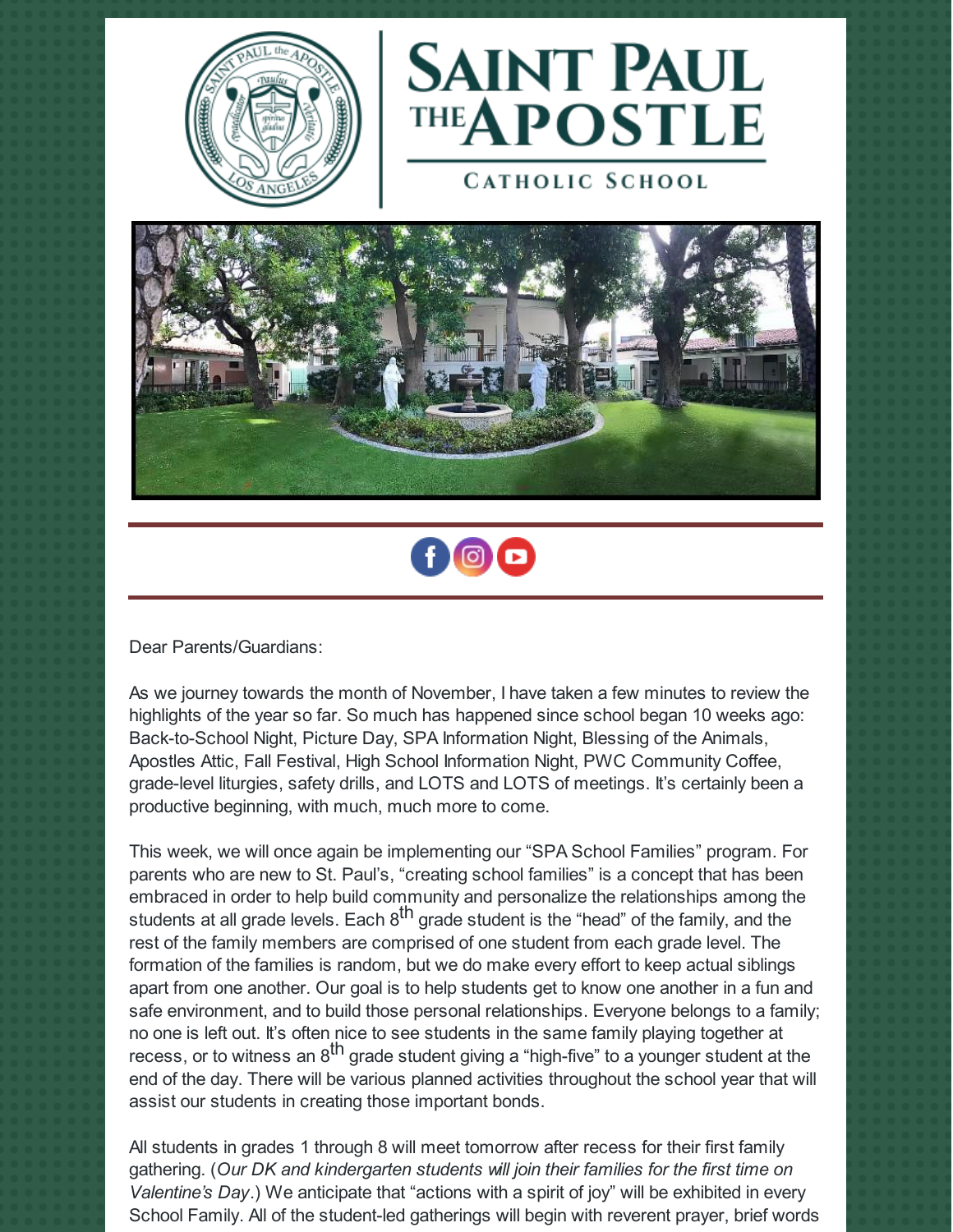# SAINT PAUL THE APOSTLE

CATHOLIC SCHOOL

Dear Parents/Guardians:

As we journey towards the month of November, I have taken a few minutes to review the highlights of the year so far. So much has happened since school began 10 weeks ago: Back-to-School Night, Picture Day, SPA Information Night, Blessing of the Animals, Apostles Attic, Fall Festival, High School Information Night, PWC Community Coffee, grade-level liturgies, safety drills, and LOTS and LOTS of meetings. It's certainly been a productive beginning, with much, much more to come.

This week, we will once again be implementing our "SPA School Families" program. For parents who are new to St. Paul's, "creating school families" is a concept that has been embraced in order to help build community and personalize the relationships among the students at all grade levels. Each 8th grade student is the "head" of the family, and the rest of the family members are comprised of one student from each grade level. The formation of the families is random, but we do make every effort to keep actual siblings apart from one another. Our goal is to help students get to know one another in a fun and safe environment, and to build those personal relationships. Everyone belongs to a family; no one is left out. It's often nice to see students in the same family playing together at recess, or to witness an 8th grade student giving a "high-five" to a younger student at the end of the day. There will be various planned activities throughout the school year that will assist our students in creating those important bonds.

All students in grades 1 through 8 will meet tomorrow after recess for their first family gathering. (*Our DK and kindergarten students will join their families for the first time on Valentine's Day*.) We anticipate that "actions with a spirit of joy" will be exhibited in every School Family. All of the student-led gatherings will begin with reverent prayer, brief words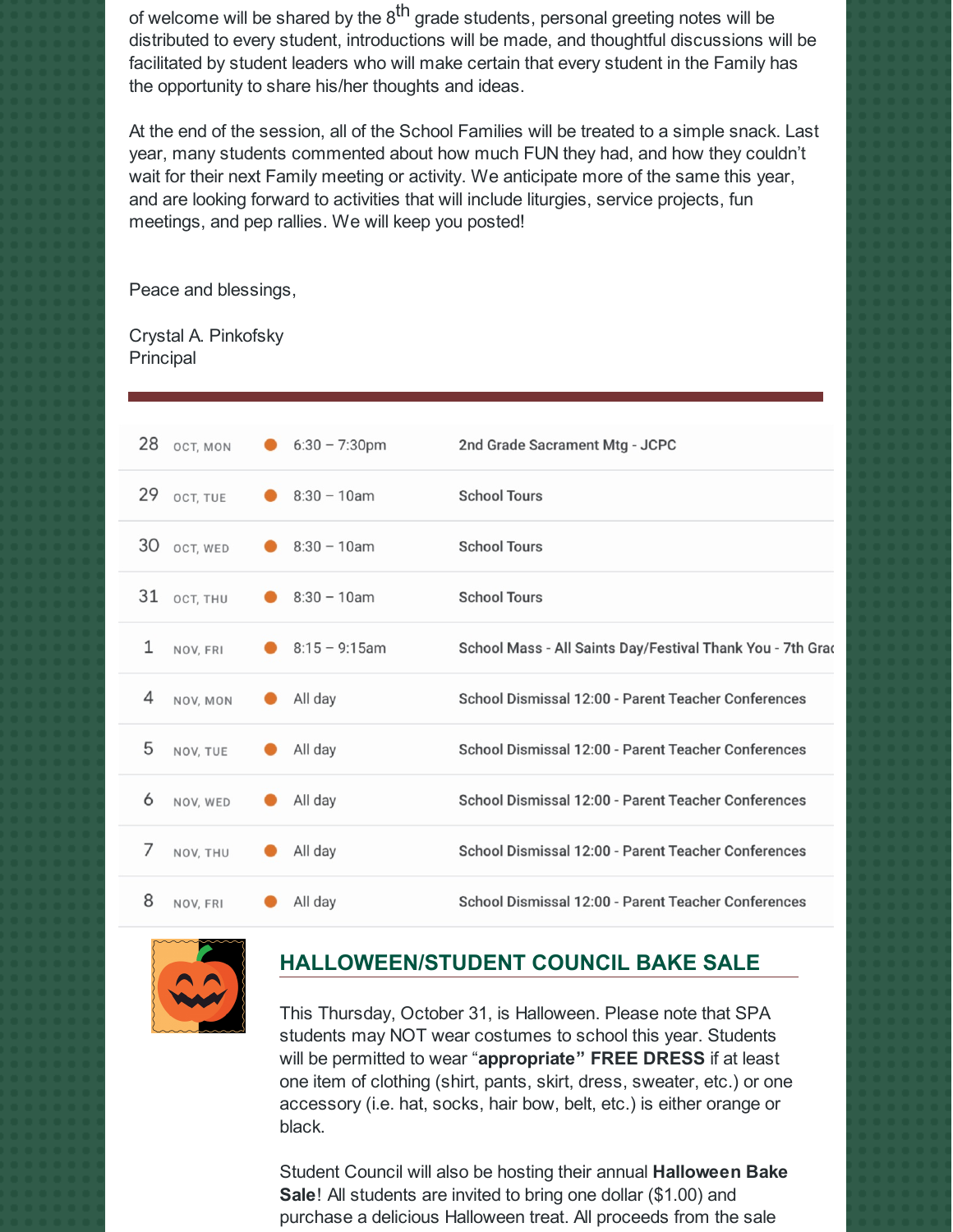of welcome will be shared by the 8th grade students, personal greeting notes will be distributed to every student, introductions will be made, and thoughtful discussions will be facilitated by student leaders who will make certain that every student in the Family has the opportunity to share his/her thoughts and ideas.

At the end of the session, all of the School Families will be treated to a simple snack. Last year, many students commented about how much FUN they had, and how they couldn't wait for their next Family meeting or activity. We anticipate more of the same this year, and are looking forward to activities that will include liturgies, service projects, fun meetings, and pep rallies. We will keep you posted!

Peace and blessings,

Crystal A. Pinkofsky
Principal

---

| Date | Day | Time | Event |
|---|---|---|---|
| 28 | OCT, MON | 6:30 – 7:30pm | 2nd Grade Sacrament Mtg - JCPC |
| 29 | OCT, TUE | 8:30 – 10am | School Tours |
| 30 | OCT, WED | 8:30 – 10am | School Tours |
| 31 | OCT, THU | 8:30 – 10am | School Tours |
| 1 | NOV, FRI | 8:15 – 9:15am | School Mass - All Saints Day/Festival Thank You - 7th Grac |
| 4 | NOV, MON | All day | School Dismissal 12:00 - Parent Teacher Conferences |
| 5 | NOV, TUE | All day | School Dismissal 12:00 - Parent Teacher Conferences |
| 6 | NOV, WED | All day | School Dismissal 12:00 - Parent Teacher Conferences |
| 7 | NOV, THU | All day | School Dismissal 12:00 - Parent Teacher Conferences |
| 8 | NOV, FRI | All day | School Dismissal 12:00 - Parent Teacher Conferences |

## HALLOWEEN/STUDENT COUNCIL BAKE SALE

This Thursday, October 31, is Halloween. Please note that SPA students may NOT wear costumes to school this year. Students will be permitted to wear "**appropriate" FREE DRESS** if at least one item of clothing (shirt, pants, skirt, dress, sweater, etc.) or one accessory (i.e. hat, socks, hair bow, belt, etc.) is either orange or black.

Student Council will also be hosting their annual **Halloween Bake Sale**! All students are invited to bring one dollar ($1.00) and purchase a delicious Halloween treat. All proceeds from the sale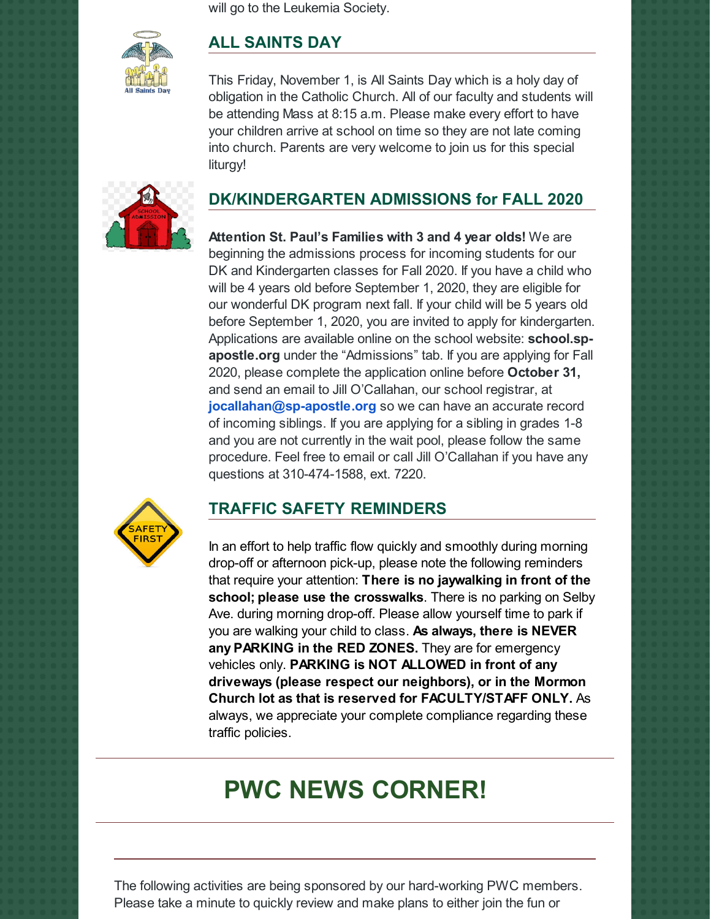will go to the Leukemia Society.

## ALL SAINTS DAY

This Friday, November 1, is All Saints Day which is a holy day of obligation in the Catholic Church. All of our faculty and students will be attending Mass at 8:15 a.m. Please make every effort to have your children arrive at school on time so they are not late coming into church. Parents are very welcome to join us for this special liturgy!

## DK/KINDERGARTEN ADMISSIONS for FALL 2020

**Attention St. Paul's Families with 3 and 4 year olds!** We are beginning the admissions process for incoming students for our DK and Kindergarten classes for Fall 2020. If you have a child who will be 4 years old before September 1, 2020, they are eligible for our wonderful DK program next fall. If your child will be 5 years old before September 1, 2020, you are invited to apply for kindergarten. Applications are available online on the school website: **school.sp-apostle.org** under the "Admissions" tab. If you are applying for Fall 2020, please complete the application online before **October 31,** and send an email to Jill O'Callahan, our school registrar, at **jocallahan@sp-apostle.org** so we can have an accurate record of incoming siblings. If you are applying for a sibling in grades 1-8 and you are not currently in the wait pool, please follow the same procedure. Feel free to email or call Jill O'Callahan if you have any questions at 310-474-1588, ext. 7220.

## TRAFFIC SAFETY REMINDERS

In an effort to help traffic flow quickly and smoothly during morning drop-off or afternoon pick-up, please note the following reminders that require your attention: **There is no jaywalking in front of the school; please use the crosswalks**. There is no parking on Selby Ave. during morning drop-off. Please allow yourself time to park if you are walking your child to class. **As always, there is NEVER any PARKING in the RED ZONES.** They are for emergency vehicles only. **PARKING is NOT ALLOWED in front of any driveways (please respect our neighbors), or in the Mormon Church lot as that is reserved for FACULTY/STAFF ONLY.** As always, we appreciate your complete compliance regarding these traffic policies.

# PWC NEWS CORNER!

The following activities are being sponsored by our hard-working PWC members. Please take a minute to quickly review and make plans to either join the fun or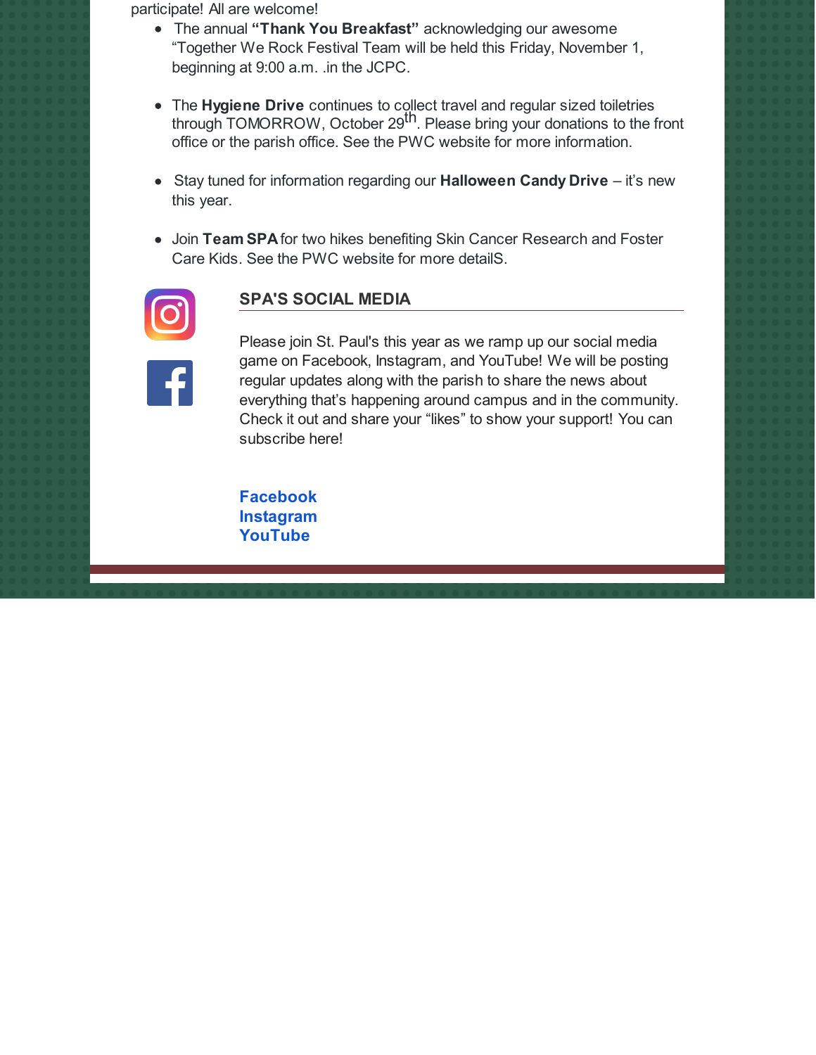participate! All are welcome!

- The annual **"Thank You Breakfast"** acknowledging our awesome "Together We Rock Festival Team will be held this Friday, November 1, beginning at 9:00 a.m. .in the JCPC.
- The **Hygiene Drive** continues to collect travel and regular sized toiletries through TOMORROW, October 29th. Please bring your donations to the front office or the parish office. See the PWC website for more information.
- Stay tuned for information regarding our **Halloween Candy Drive** – it's new this year.
- Join **Team SPA** for two hikes benefiting Skin Cancer Research and Foster Care Kids. See the PWC website for more detailS.

## SPA'S SOCIAL MEDIA

Please join St. Paul's this year as we ramp up our social media game on Facebook, Instagram, and YouTube! We will be posting regular updates along with the parish to share the news about everything that's happening around campus and in the community. Check it out and share your "likes" to show your support! You can subscribe here!

**Facebook**
**Instagram**
**YouTube**